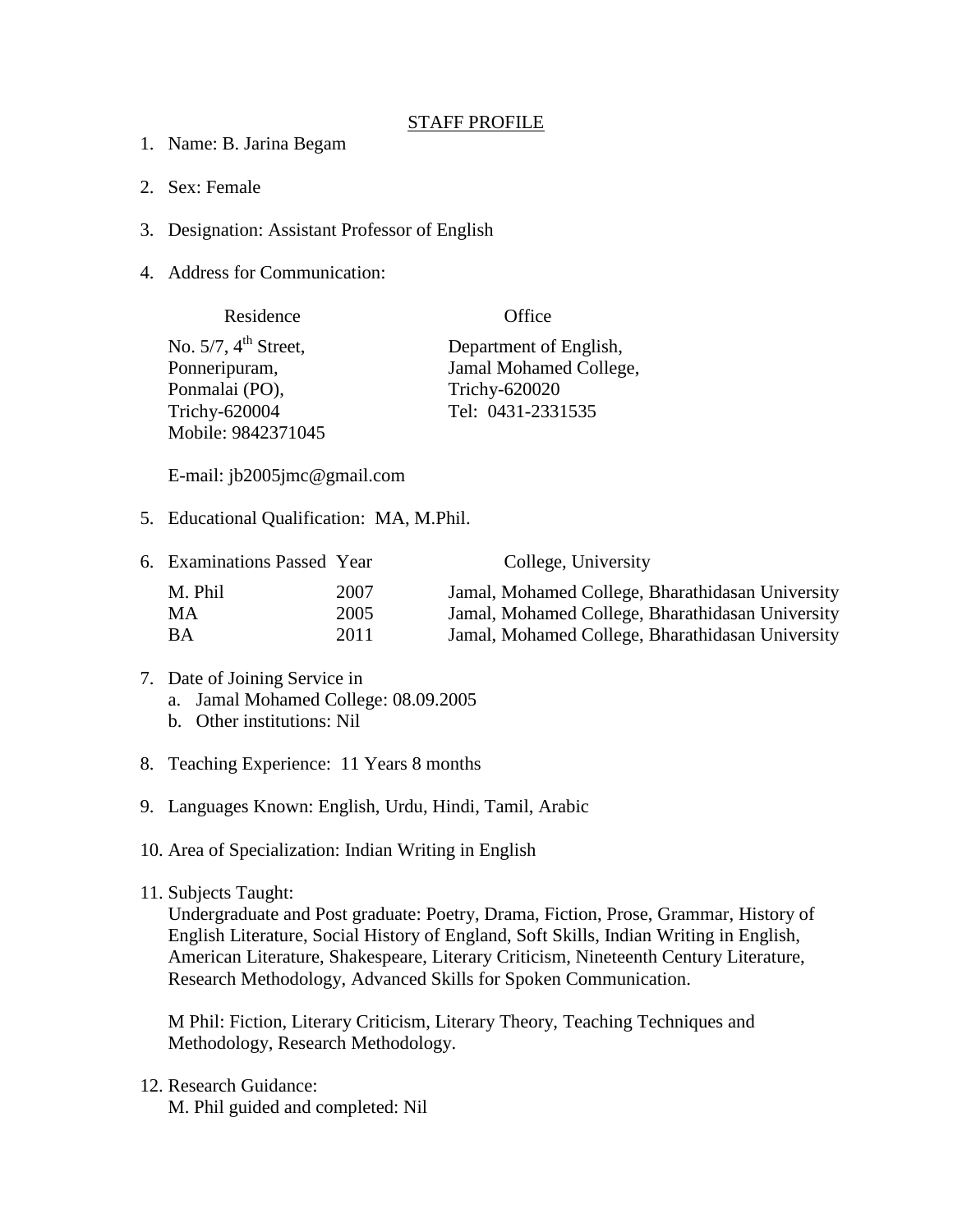# STAFF PROFILE

1. Name: B. Jarina Begam

2. Sex: Female

3. Designation: Assistant Professor of English

4. Address for Communication:

| Residence | Office |
|---|---|
| No. 5/7, 4th Street,<br>Ponneripuram,<br>Ponmalai (PO),<br>Trichy-620004<br>Mobile: 9842371045 | Department of English,<br>Jamal Mohamed College,<br>Trichy-620020<br>Tel: 0431-2331535 |

   E-mail: jb2005jmc@gmail.com

5. Educational Qualification: MA, M.Phil.

6. Examinations Passed

| Examinations Passed | Year | College, University |
|---|---|---|
| M. Phil | 2007 | Jamal, Mohamed College, Bharathidasan University |
| MA | 2005 | Jamal, Mohamed College, Bharathidasan University |
| BA | 2011 | Jamal, Mohamed College, Bharathidasan University |

7. Date of Joining Service in
   a. Jamal Mohamed College: 08.09.2005
   b. Other institutions: Nil

8. Teaching Experience: 11 Years 8 months

9. Languages Known: English, Urdu, Hindi, Tamil, Arabic

10. Area of Specialization: Indian Writing in English

11. Subjects Taught:
    Undergraduate and Post graduate: Poetry, Drama, Fiction, Prose, Grammar, History of English Literature, Social History of England, Soft Skills, Indian Writing in English, American Literature, Shakespeare, Literary Criticism, Nineteenth Century Literature, Research Methodology, Advanced Skills for Spoken Communication.

    M Phil: Fiction, Literary Criticism, Literary Theory, Teaching Techniques and Methodology, Research Methodology.

12. Research Guidance:
    M. Phil guided and completed: Nil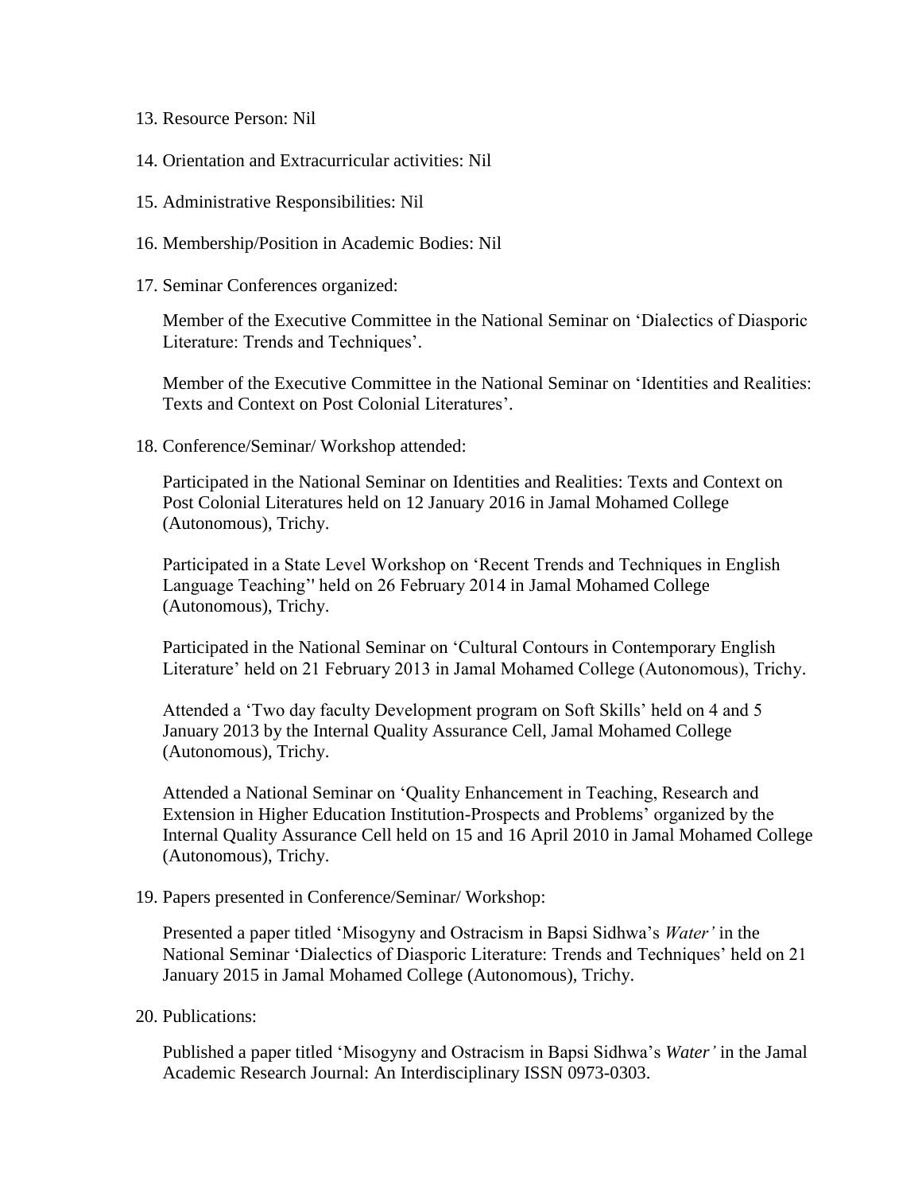13. Resource Person: Nil
14. Orientation and Extracurricular activities: Nil
15. Administrative Responsibilities: Nil
16. Membership/Position in Academic Bodies: Nil
17. Seminar Conferences organized:

    Member of the Executive Committee in the National Seminar on 'Dialectics of Diasporic Literature: Trends and Techniques'.

    Member of the Executive Committee in the National Seminar on 'Identities and Realities: Texts and Context on Post Colonial Literatures'.

18. Conference/Seminar/ Workshop attended:

    Participated in the National Seminar on Identities and Realities: Texts and Context on Post Colonial Literatures held on 12 January 2016 in Jamal Mohamed College (Autonomous), Trichy.

    Participated in a State Level Workshop on 'Recent Trends and Techniques in English Language Teaching'' held on 26 February 2014 in Jamal Mohamed College (Autonomous), Trichy.

    Participated in the National Seminar on 'Cultural Contours in Contemporary English Literature' held on 21 February 2013 in Jamal Mohamed College (Autonomous), Trichy.

    Attended a 'Two day faculty Development program on Soft Skills' held on 4 and 5 January 2013 by the Internal Quality Assurance Cell, Jamal Mohamed College (Autonomous), Trichy.

    Attended a National Seminar on 'Quality Enhancement in Teaching, Research and Extension in Higher Education Institution-Prospects and Problems' organized by the Internal Quality Assurance Cell held on 15 and 16 April 2010 in Jamal Mohamed College (Autonomous), Trichy.

19. Papers presented in Conference/Seminar/ Workshop:

    Presented a paper titled 'Misogyny and Ostracism in Bapsi Sidhwa's *Water'* in the National Seminar 'Dialectics of Diasporic Literature: Trends and Techniques' held on 21 January 2015 in Jamal Mohamed College (Autonomous), Trichy.

20. Publications:

    Published a paper titled 'Misogyny and Ostracism in Bapsi Sidhwa's *Water'* in the Jamal Academic Research Journal: An Interdisciplinary ISSN 0973-0303.